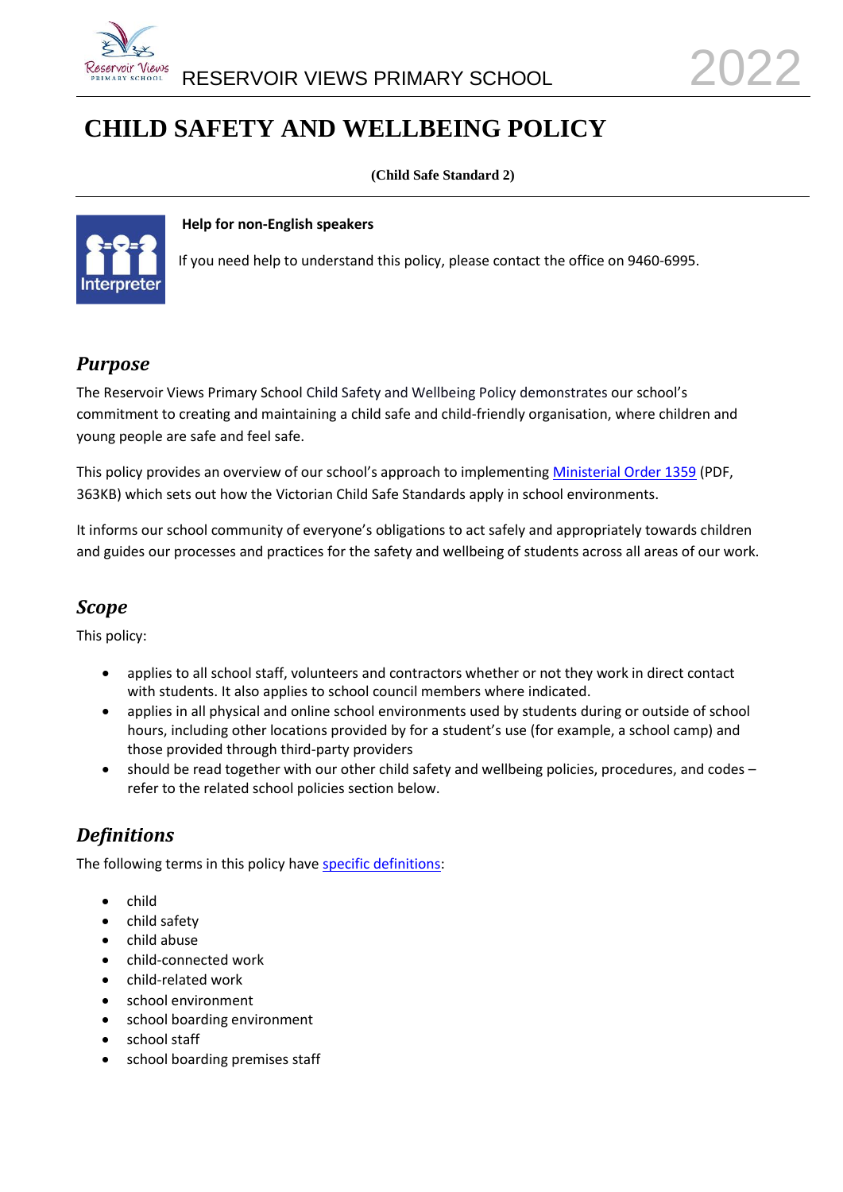RESERVOIR VIEWS PRIMARY SCHOOL 2022

# CHILD SAFETY AND WELLBEING POLICY

**(Child Safe Standard 2)**

**Help for non-English speakers**

If you need help to understand this policy, please contact the office on 9460-6995.

## *Purpose*

The Reservoir Views Primary School Child Safety and Wellbeing Policy demonstrates our school's commitment to creating and maintaining a child safe and child-friendly organisation, where children and young people are safe and feel safe.

This policy provides an overview of our school's approach to implementing Ministerial Order 1359 (PDF, 363KB) which sets out how the Victorian Child Safe Standards apply in school environments.

It informs our school community of everyone's obligations to act safely and appropriately towards children and guides our processes and practices for the safety and wellbeing of students across all areas of our work.

## *Scope*

This policy:

- applies to all school staff, volunteers and contractors whether or not they work in direct contact with students. It also applies to school council members where indicated.
- applies in all physical and online school environments used by students during or outside of school hours, including other locations provided by for a student's use (for example, a school camp) and those provided through third-party providers
- should be read together with our other child safety and wellbeing policies, procedures, and codes – refer to the related school policies section below.

## *Definitions*

The following terms in this policy have specific definitions:

- child
- child safety
- child abuse
- child-connected work
- child-related work
- school environment
- school boarding environment
- school staff
- school boarding premises staff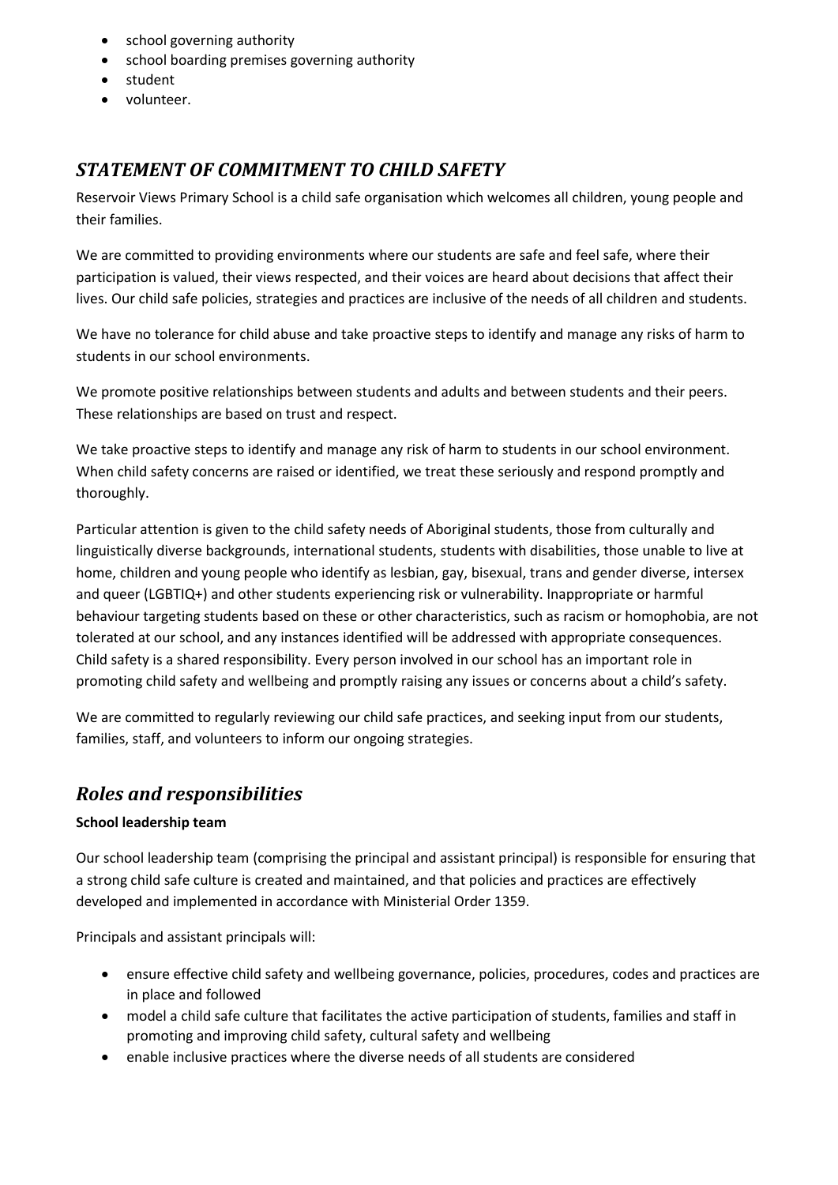- school governing authority
- school boarding premises governing authority
- student
- volunteer.

## *STATEMENT OF COMMITMENT TO CHILD SAFETY*

Reservoir Views Primary School is a child safe organisation which welcomes all children, young people and their families.

We are committed to providing environments where our students are safe and feel safe, where their participation is valued, their views respected, and their voices are heard about decisions that affect their lives. Our child safe policies, strategies and practices are inclusive of the needs of all children and students.

We have no tolerance for child abuse and take proactive steps to identify and manage any risks of harm to students in our school environments.

We promote positive relationships between students and adults and between students and their peers. These relationships are based on trust and respect.

We take proactive steps to identify and manage any risk of harm to students in our school environment. When child safety concerns are raised or identified, we treat these seriously and respond promptly and thoroughly.

Particular attention is given to the child safety needs of Aboriginal students, those from culturally and linguistically diverse backgrounds, international students, students with disabilities, those unable to live at home, children and young people who identify as lesbian, gay, bisexual, trans and gender diverse, intersex and queer (LGBTIQ+) and other students experiencing risk or vulnerability. Inappropriate or harmful behaviour targeting students based on these or other characteristics, such as racism or homophobia, are not tolerated at our school, and any instances identified will be addressed with appropriate consequences. Child safety is a shared responsibility. Every person involved in our school has an important role in promoting child safety and wellbeing and promptly raising any issues or concerns about a child's safety.

We are committed to regularly reviewing our child safe practices, and seeking input from our students, families, staff, and volunteers to inform our ongoing strategies.

## *Roles and responsibilities*

**School leadership team**

Our school leadership team (comprising the principal and assistant principal) is responsible for ensuring that a strong child safe culture is created and maintained, and that policies and practices are effectively developed and implemented in accordance with Ministerial Order 1359.

Principals and assistant principals will:

- ensure effective child safety and wellbeing governance, policies, procedures, codes and practices are in place and followed
- model a child safe culture that facilitates the active participation of students, families and staff in promoting and improving child safety, cultural safety and wellbeing
- enable inclusive practices where the diverse needs of all students are considered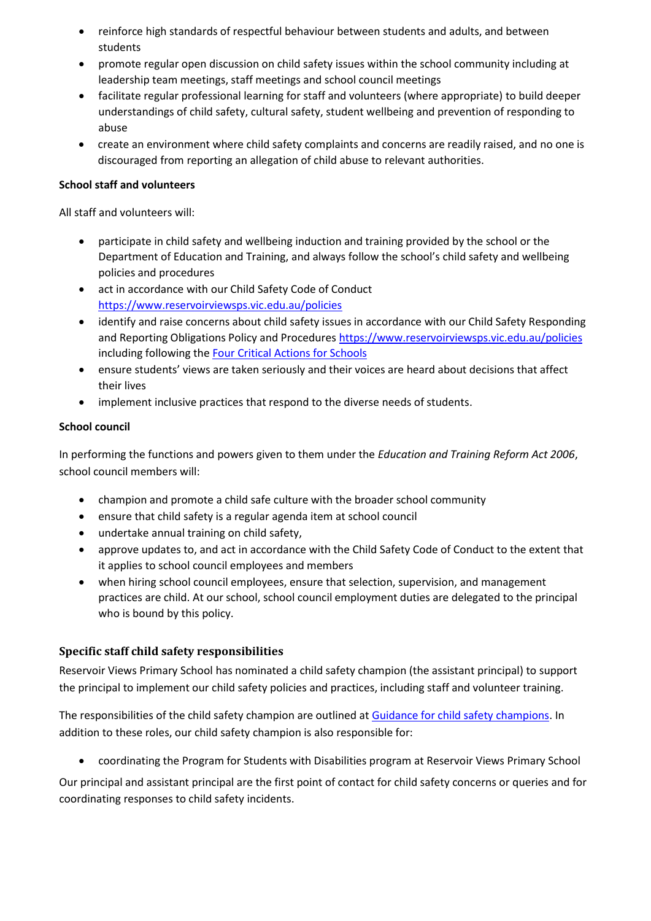- reinforce high standards of respectful behaviour between students and adults, and between students
- promote regular open discussion on child safety issues within the school community including at leadership team meetings, staff meetings and school council meetings
- facilitate regular professional learning for staff and volunteers (where appropriate) to build deeper understandings of child safety, cultural safety, student wellbeing and prevention of responding to abuse
- create an environment where child safety complaints and concerns are readily raised, and no one is discouraged from reporting an allegation of child abuse to relevant authorities.

**School staff and volunteers**

All staff and volunteers will:

- participate in child safety and wellbeing induction and training provided by the school or the Department of Education and Training, and always follow the school's child safety and wellbeing policies and procedures
- act in accordance with our Child Safety Code of Conduct [https://www.reservoirviewsps.vic.edu.au/policies](https://www.reservoirviewsps.vic.edu.au/policies)
- identify and raise concerns about child safety issues in accordance with our Child Safety Responding and Reporting Obligations Policy and Procedures [https://www.reservoirviewsps.vic.edu.au/policies](https://www.reservoirviewsps.vic.edu.au/policies) including following the [Four Critical Actions for Schools]()
- ensure students' views are taken seriously and their voices are heard about decisions that affect their lives
- implement inclusive practices that respond to the diverse needs of students.

**School council**

In performing the functions and powers given to them under the *Education and Training Reform Act 2006*, school council members will:

- champion and promote a child safe culture with the broader school community
- ensure that child safety is a regular agenda item at school council
- undertake annual training on child safety,
- approve updates to, and act in accordance with the Child Safety Code of Conduct to the extent that it applies to school council employees and members
- when hiring school council employees, ensure that selection, supervision, and management practices are child. At our school, school council employment duties are delegated to the principal who is bound by this policy.

## Specific staff child safety responsibilities

Reservoir Views Primary School has nominated a child safety champion (the assistant principal) to support the principal to implement our child safety policies and practices, including staff and volunteer training.

The responsibilities of the child safety champion are outlined at [Guidance for child safety champions](). In addition to these roles, our child safety champion is also responsible for:

- coordinating the Program for Students with Disabilities program at Reservoir Views Primary School

Our principal and assistant principal are the first point of contact for child safety concerns or queries and for coordinating responses to child safety incidents.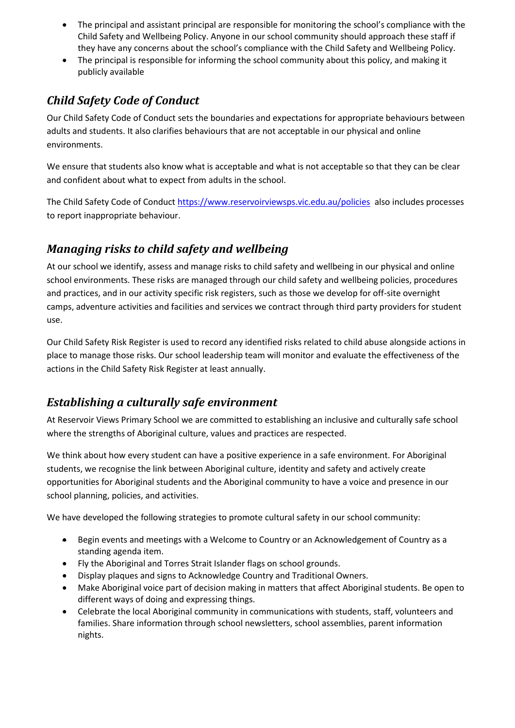- The principal and assistant principal are responsible for monitoring the school's compliance with the Child Safety and Wellbeing Policy. Anyone in our school community should approach these staff if they have any concerns about the school's compliance with the Child Safety and Wellbeing Policy.
- The principal is responsible for informing the school community about this policy, and making it publicly available

## *Child Safety Code of Conduct*

Our Child Safety Code of Conduct sets the boundaries and expectations for appropriate behaviours between adults and students. It also clarifies behaviours that are not acceptable in our physical and online environments.

We ensure that students also know what is acceptable and what is not acceptable so that they can be clear and confident about what to expect from adults in the school.

The Child Safety Code of Conduct https://www.reservoirviewsps.vic.edu.au/policies also includes processes to report inappropriate behaviour.

## *Managing risks to child safety and wellbeing*

At our school we identify, assess and manage risks to child safety and wellbeing in our physical and online school environments. These risks are managed through our child safety and wellbeing policies, procedures and practices, and in our activity specific risk registers, such as those we develop for off-site overnight camps, adventure activities and facilities and services we contract through third party providers for student use.

Our Child Safety Risk Register is used to record any identified risks related to child abuse alongside actions in place to manage those risks. Our school leadership team will monitor and evaluate the effectiveness of the actions in the Child Safety Risk Register at least annually.

## *Establishing a culturally safe environment*

At Reservoir Views Primary School we are committed to establishing an inclusive and culturally safe school where the strengths of Aboriginal culture, values and practices are respected.

We think about how every student can have a positive experience in a safe environment. For Aboriginal students, we recognise the link between Aboriginal culture, identity and safety and actively create opportunities for Aboriginal students and the Aboriginal community to have a voice and presence in our school planning, policies, and activities.

We have developed the following strategies to promote cultural safety in our school community:

- Begin events and meetings with a Welcome to Country or an Acknowledgement of Country as a standing agenda item.
- Fly the Aboriginal and Torres Strait Islander flags on school grounds.
- Display plaques and signs to Acknowledge Country and Traditional Owners.
- Make Aboriginal voice part of decision making in matters that affect Aboriginal students. Be open to different ways of doing and expressing things.
- Celebrate the local Aboriginal community in communications with students, staff, volunteers and families. Share information through school newsletters, school assemblies, parent information nights.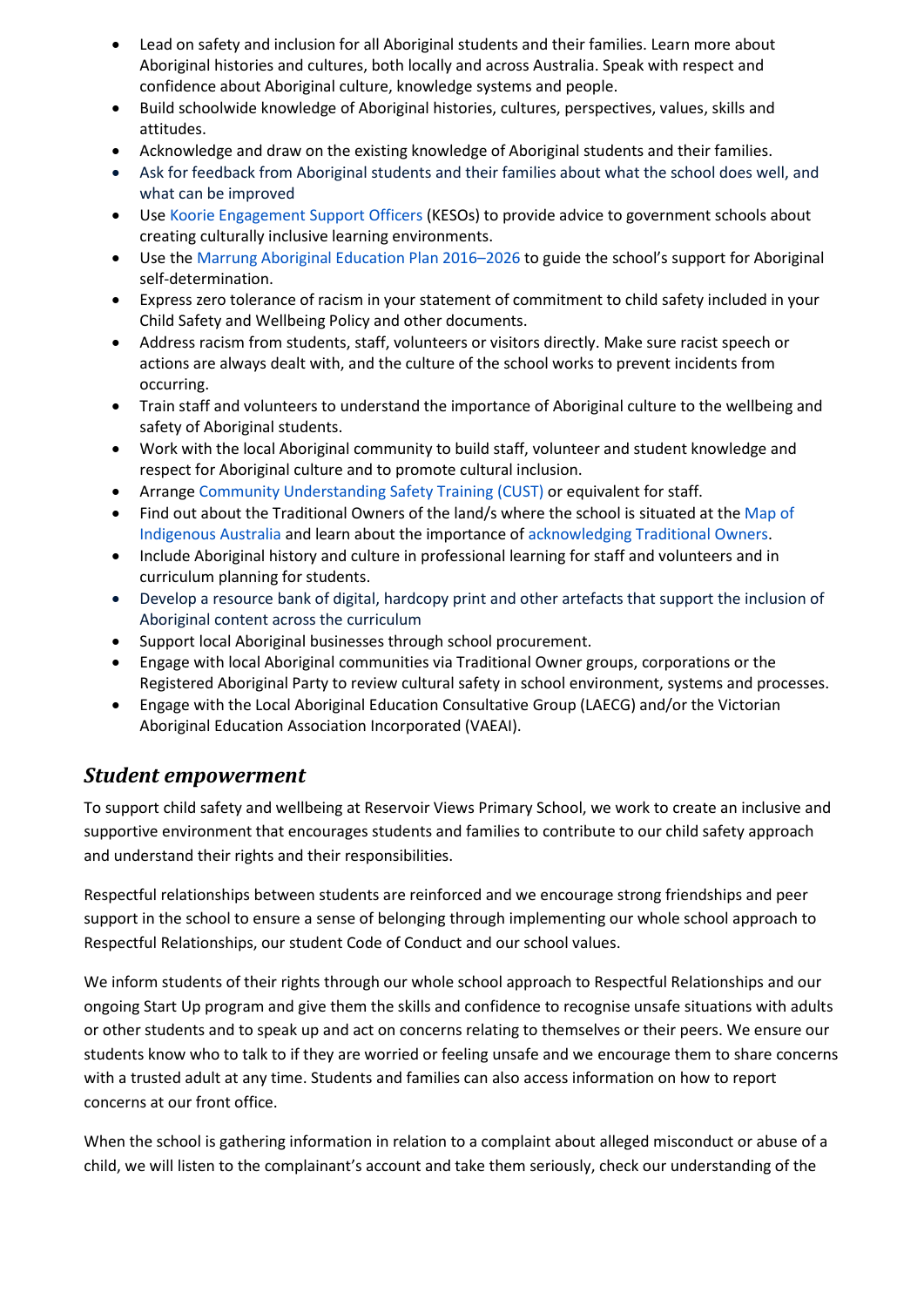- Lead on safety and inclusion for all Aboriginal students and their families. Learn more about Aboriginal histories and cultures, both locally and across Australia. Speak with respect and confidence about Aboriginal culture, knowledge systems and people.
- Build schoolwide knowledge of Aboriginal histories, cultures, perspectives, values, skills and attitudes.
- Acknowledge and draw on the existing knowledge of Aboriginal students and their families.
- Ask for feedback from Aboriginal students and their families about what the school does well, and what can be improved
- Use Koorie Engagement Support Officers (KESOs) to provide advice to government schools about creating culturally inclusive learning environments.
- Use the Marrung Aboriginal Education Plan 2016–2026 to guide the school's support for Aboriginal self-determination.
- Express zero tolerance of racism in your statement of commitment to child safety included in your Child Safety and Wellbeing Policy and other documents.
- Address racism from students, staff, volunteers or visitors directly. Make sure racist speech or actions are always dealt with, and the culture of the school works to prevent incidents from occurring.
- Train staff and volunteers to understand the importance of Aboriginal culture to the wellbeing and safety of Aboriginal students.
- Work with the local Aboriginal community to build staff, volunteer and student knowledge and respect for Aboriginal culture and to promote cultural inclusion.
- Arrange Community Understanding Safety Training (CUST) or equivalent for staff.
- Find out about the Traditional Owners of the land/s where the school is situated at the Map of Indigenous Australia and learn about the importance of acknowledging Traditional Owners.
- Include Aboriginal history and culture in professional learning for staff and volunteers and in curriculum planning for students.
- Develop a resource bank of digital, hardcopy print and other artefacts that support the inclusion of Aboriginal content across the curriculum
- Support local Aboriginal businesses through school procurement.
- Engage with local Aboriginal communities via Traditional Owner groups, corporations or the Registered Aboriginal Party to review cultural safety in school environment, systems and processes.
- Engage with the Local Aboriginal Education Consultative Group (LAECG) and/or the Victorian Aboriginal Education Association Incorporated (VAEAI).

## *Student empowerment*

To support child safety and wellbeing at Reservoir Views Primary School, we work to create an inclusive and supportive environment that encourages students and families to contribute to our child safety approach and understand their rights and their responsibilities.

Respectful relationships between students are reinforced and we encourage strong friendships and peer support in the school to ensure a sense of belonging through implementing our whole school approach to Respectful Relationships, our student Code of Conduct and our school values.

We inform students of their rights through our whole school approach to Respectful Relationships and our ongoing Start Up program and give them the skills and confidence to recognise unsafe situations with adults or other students and to speak up and act on concerns relating to themselves or their peers. We ensure our students know who to talk to if they are worried or feeling unsafe and we encourage them to share concerns with a trusted adult at any time. Students and families can also access information on how to report concerns at our front office.

When the school is gathering information in relation to a complaint about alleged misconduct or abuse of a child, we will listen to the complainant's account and take them seriously, check our understanding of the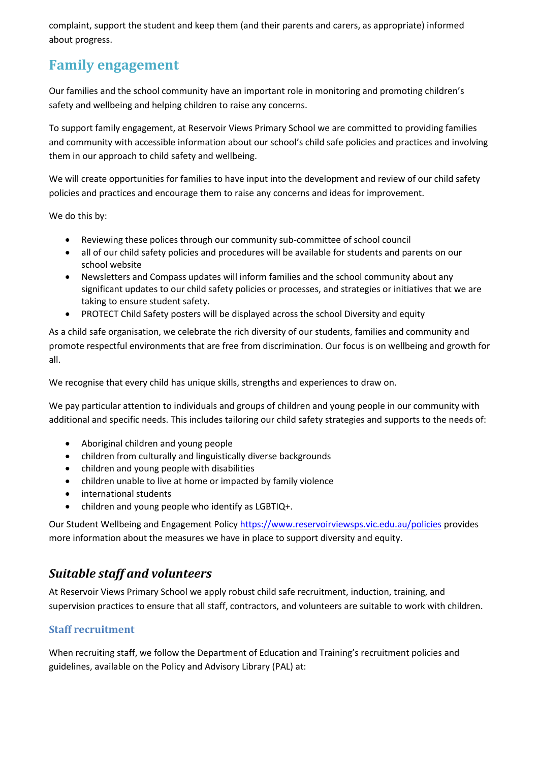complaint, support the student and keep them (and their parents and carers, as appropriate) informed about progress.

## Family engagement

Our families and the school community have an important role in monitoring and promoting children's safety and wellbeing and helping children to raise any concerns.

To support family engagement, at Reservoir Views Primary School we are committed to providing families and community with accessible information about our school's child safe policies and practices and involving them in our approach to child safety and wellbeing.

We will create opportunities for families to have input into the development and review of our child safety policies and practices and encourage them to raise any concerns and ideas for improvement.

We do this by:

- Reviewing these polices through our community sub-committee of school council
- all of our child safety policies and procedures will be available for students and parents on our school website
- Newsletters and Compass updates will inform families and the school community about any significant updates to our child safety policies or processes, and strategies or initiatives that we are taking to ensure student safety.
- PROTECT Child Safety posters will be displayed across the school Diversity and equity

As a child safe organisation, we celebrate the rich diversity of our students, families and community and promote respectful environments that are free from discrimination. Our focus is on wellbeing and growth for all.

We recognise that every child has unique skills, strengths and experiences to draw on.

We pay particular attention to individuals and groups of children and young people in our community with additional and specific needs. This includes tailoring our child safety strategies and supports to the needs of:

- Aboriginal children and young people
- children from culturally and linguistically diverse backgrounds
- children and young people with disabilities
- children unable to live at home or impacted by family violence
- international students
- children and young people who identify as LGBTIQ+.

Our Student Wellbeing and Engagement Policy [https://www.reservoirviewsps.vic.edu.au/policies](https://www.reservoirviewsps.vic.edu.au/policies) provides more information about the measures we have in place to support diversity and equity.

## *Suitable staff and volunteers*

At Reservoir Views Primary School we apply robust child safe recruitment, induction, training, and supervision practices to ensure that all staff, contractors, and volunteers are suitable to work with children.

### Staff recruitment

When recruiting staff, we follow the Department of Education and Training's recruitment policies and guidelines, available on the Policy and Advisory Library (PAL) at: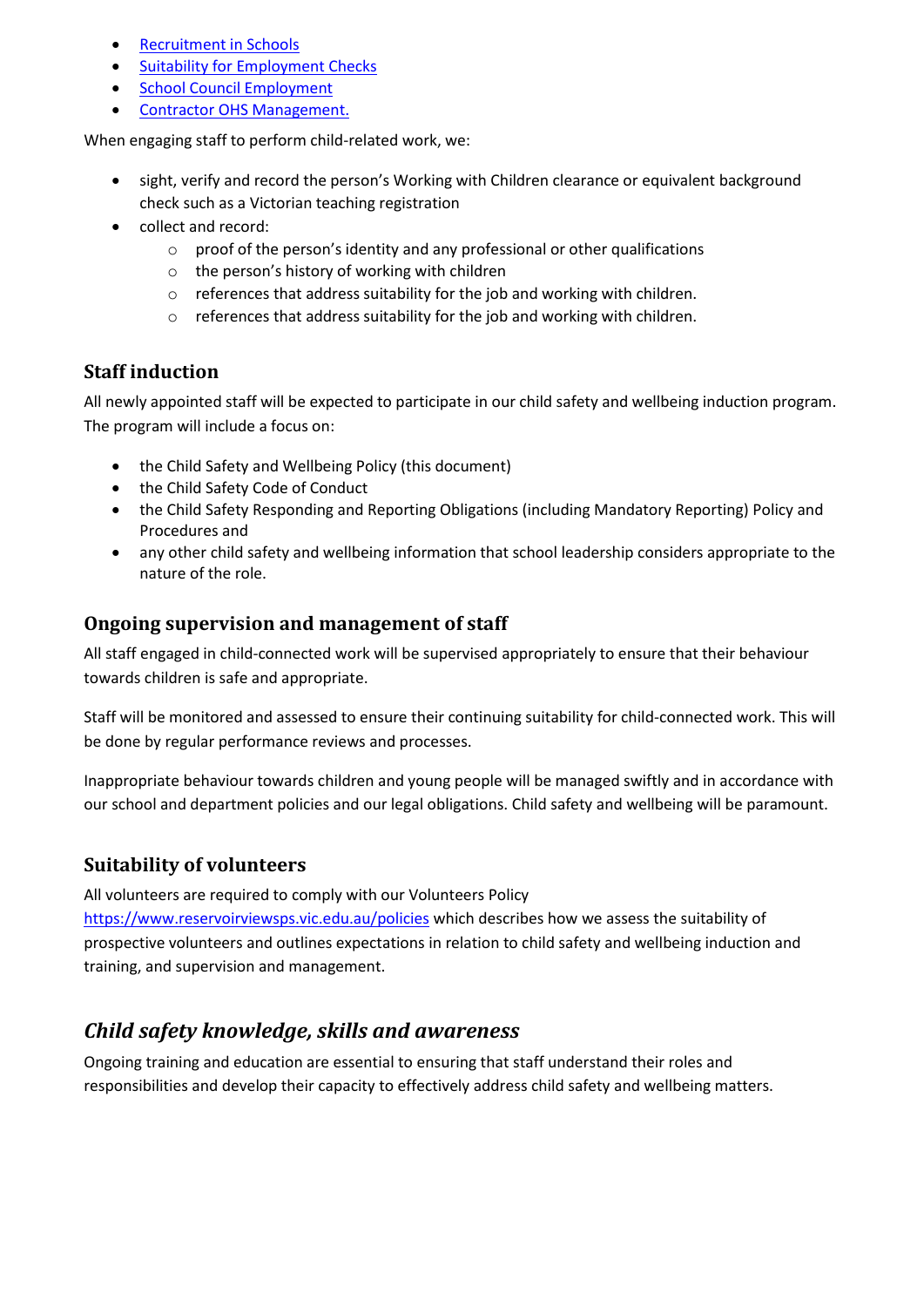- [Recruitment in Schools](#)
- [Suitability for Employment Checks](#)
- [School Council Employment](#)
- [Contractor OHS Management.](#)

When engaging staff to perform child-related work, we:

- sight, verify and record the person's Working with Children clearance or equivalent background check such as a Victorian teaching registration
- collect and record:
  - proof of the person's identity and any professional or other qualifications
  - the person's history of working with children
  - references that address suitability for the job and working with children.
  - references that address suitability for the job and working with children.

### Staff induction

All newly appointed staff will be expected to participate in our child safety and wellbeing induction program. The program will include a focus on:

- the Child Safety and Wellbeing Policy (this document)
- the Child Safety Code of Conduct
- the Child Safety Responding and Reporting Obligations (including Mandatory Reporting) Policy and Procedures and
- any other child safety and wellbeing information that school leadership considers appropriate to the nature of the role.

### Ongoing supervision and management of staff

All staff engaged in child-connected work will be supervised appropriately to ensure that their behaviour towards children is safe and appropriate.

Staff will be monitored and assessed to ensure their continuing suitability for child-connected work. This will be done by regular performance reviews and processes.

Inappropriate behaviour towards children and young people will be managed swiftly and in accordance with our school and department policies and our legal obligations. Child safety and wellbeing will be paramount.

### Suitability of volunteers

All volunteers are required to comply with our Volunteers Policy [https://www.reservoirviewsps.vic.edu.au/policies](https://www.reservoirviewsps.vic.edu.au/policies) which describes how we assess the suitability of prospective volunteers and outlines expectations in relation to child safety and wellbeing induction and training, and supervision and management.

## *Child safety knowledge, skills and awareness*

Ongoing training and education are essential to ensuring that staff understand their roles and responsibilities and develop their capacity to effectively address child safety and wellbeing matters.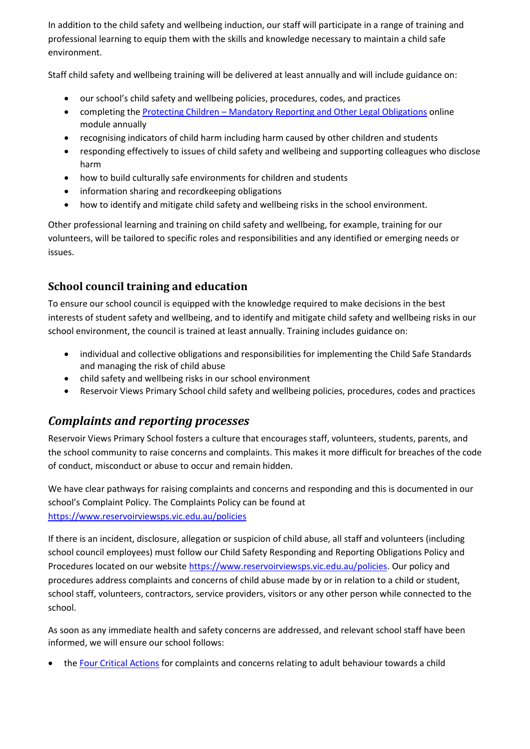In addition to the child safety and wellbeing induction, our staff will participate in a range of training and professional learning to equip them with the skills and knowledge necessary to maintain a child safe environment.

Staff child safety and wellbeing training will be delivered at least annually and will include guidance on:

- our school's child safety and wellbeing policies, procedures, codes, and practices
- completing the [Protecting Children – Mandatory Reporting and Other Legal Obligations]() online module annually
- recognising indicators of child harm including harm caused by other children and students
- responding effectively to issues of child safety and wellbeing and supporting colleagues who disclose harm
- how to build culturally safe environments for children and students
- information sharing and recordkeeping obligations
- how to identify and mitigate child safety and wellbeing risks in the school environment.

Other professional learning and training on child safety and wellbeing, for example, training for our volunteers, will be tailored to specific roles and responsibilities and any identified or emerging needs or issues.

### School council training and education

To ensure our school council is equipped with the knowledge required to make decisions in the best interests of student safety and wellbeing, and to identify and mitigate child safety and wellbeing risks in our school environment, the council is trained at least annually. Training includes guidance on:

- individual and collective obligations and responsibilities for implementing the Child Safe Standards and managing the risk of child abuse
- child safety and wellbeing risks in our school environment
- Reservoir Views Primary School child safety and wellbeing policies, procedures, codes and practices

## *Complaints and reporting processes*

Reservoir Views Primary School fosters a culture that encourages staff, volunteers, students, parents, and the school community to raise concerns and complaints. This makes it more difficult for breaches of the code of conduct, misconduct or abuse to occur and remain hidden.

We have clear pathways for raising complaints and concerns and responding and this is documented in our school's Complaint Policy. The Complaints Policy can be found at https://www.reservoirviewsps.vic.edu.au/policies

If there is an incident, disclosure, allegation or suspicion of child abuse, all staff and volunteers (including school council employees) must follow our Child Safety Responding and Reporting Obligations Policy and Procedures located on our website https://www.reservoirviewsps.vic.edu.au/policies. Our policy and procedures address complaints and concerns of child abuse made by or in relation to a child or student, school staff, volunteers, contractors, service providers, visitors or any other person while connected to the school.

As soon as any immediate health and safety concerns are addressed, and relevant school staff have been informed, we will ensure our school follows:

- the [Four Critical Actions]() for complaints and concerns relating to adult behaviour towards a child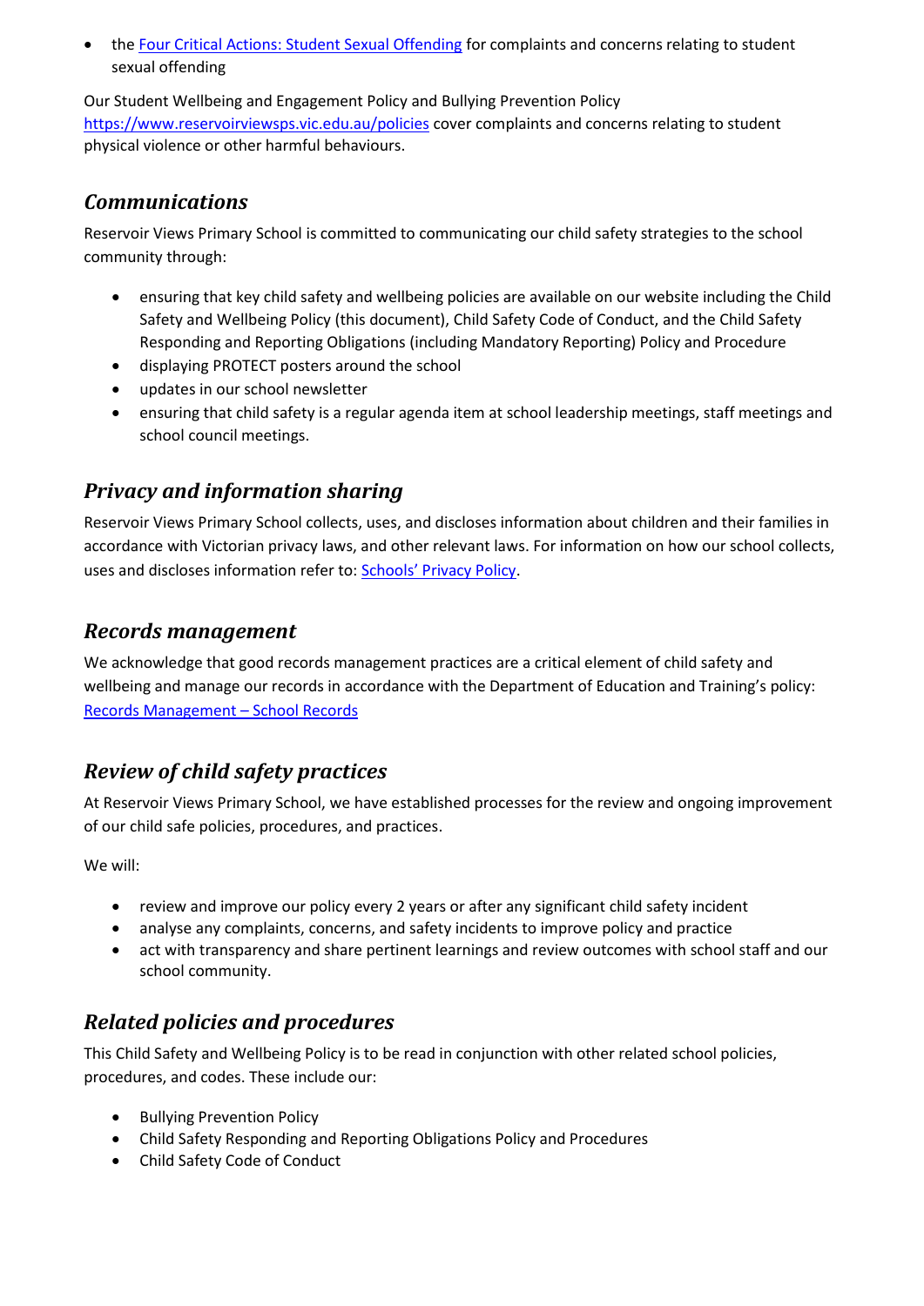- the [Four Critical Actions: Student Sexual Offending](#) for complaints and concerns relating to student sexual offending

Our Student Wellbeing and Engagement Policy and Bullying Prevention Policy https://www.reservoirviewsps.vic.edu.au/policies cover complaints and concerns relating to student physical violence or other harmful behaviours.

## *Communications*

Reservoir Views Primary School is committed to communicating our child safety strategies to the school community through:

- ensuring that key child safety and wellbeing policies are available on our website including the Child Safety and Wellbeing Policy (this document), Child Safety Code of Conduct, and the Child Safety Responding and Reporting Obligations (including Mandatory Reporting) Policy and Procedure
- displaying PROTECT posters around the school
- updates in our school newsletter
- ensuring that child safety is a regular agenda item at school leadership meetings, staff meetings and school council meetings.

## *Privacy and information sharing*

Reservoir Views Primary School collects, uses, and discloses information about children and their families in accordance with Victorian privacy laws, and other relevant laws. For information on how our school collects, uses and discloses information refer to: [Schools' Privacy Policy](#).

## *Records management*

We acknowledge that good records management practices are a critical element of child safety and wellbeing and manage our records in accordance with the Department of Education and Training's policy: [Records Management – School Records](#)

## *Review of child safety practices*

At Reservoir Views Primary School, we have established processes for the review and ongoing improvement of our child safe policies, procedures, and practices.

We will:

- review and improve our policy every 2 years or after any significant child safety incident
- analyse any complaints, concerns, and safety incidents to improve policy and practice
- act with transparency and share pertinent learnings and review outcomes with school staff and our school community.

## *Related policies and procedures*

This Child Safety and Wellbeing Policy is to be read in conjunction with other related school policies, procedures, and codes. These include our:

- Bullying Prevention Policy
- Child Safety Responding and Reporting Obligations Policy and Procedures
- Child Safety Code of Conduct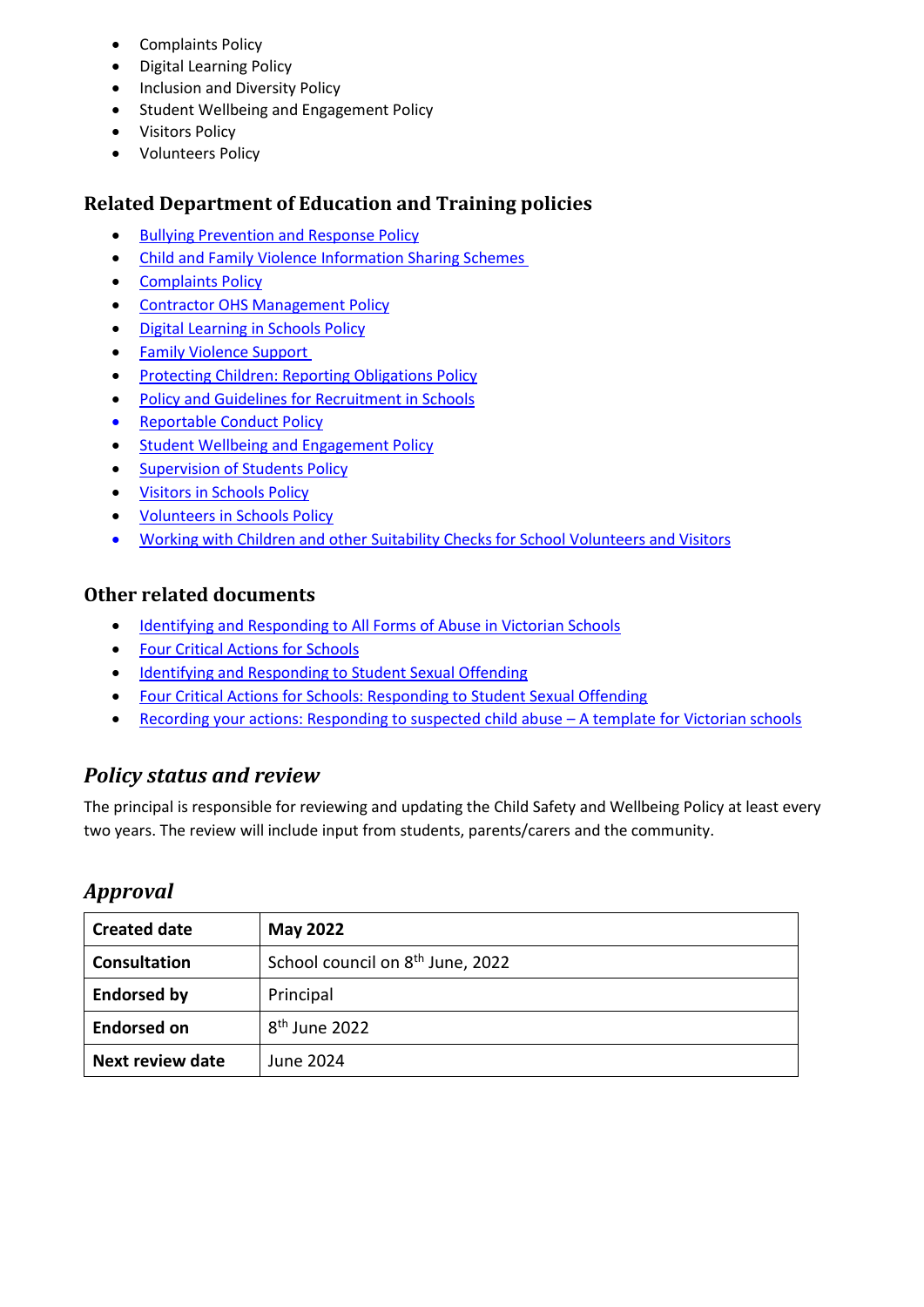- Complaints Policy
- Digital Learning Policy
- Inclusion and Diversity Policy
- Student Wellbeing and Engagement Policy
- Visitors Policy
- Volunteers Policy

## Related Department of Education and Training policies

- Bullying Prevention and Response Policy
- Child and Family Violence Information Sharing Schemes
- Complaints Policy
- Contractor OHS Management Policy
- Digital Learning in Schools Policy
- Family Violence Support
- Protecting Children: Reporting Obligations Policy
- Policy and Guidelines for Recruitment in Schools
- Reportable Conduct Policy
- Student Wellbeing and Engagement Policy
- Supervision of Students Policy
- Visitors in Schools Policy
- Volunteers in Schools Policy
- Working with Children and other Suitability Checks for School Volunteers and Visitors

## Other related documents

- Identifying and Responding to All Forms of Abuse in Victorian Schools
- Four Critical Actions for Schools
- Identifying and Responding to Student Sexual Offending
- Four Critical Actions for Schools: Responding to Student Sexual Offending
- Recording your actions: Responding to suspected child abuse – A template for Victorian schools

## *Policy status and review*

The principal is responsible for reviewing and updating the Child Safety and Wellbeing Policy at least every two years. The review will include input from students, parents/carers and the community.

## *Approval*

| | |
|---|---|
| **Created date** | **May 2022** |
| **Consultation** | School council on 8th June, 2022 |
| **Endorsed by** | Principal |
| **Endorsed on** | 8th June 2022 |
| **Next review date** | June 2024 |